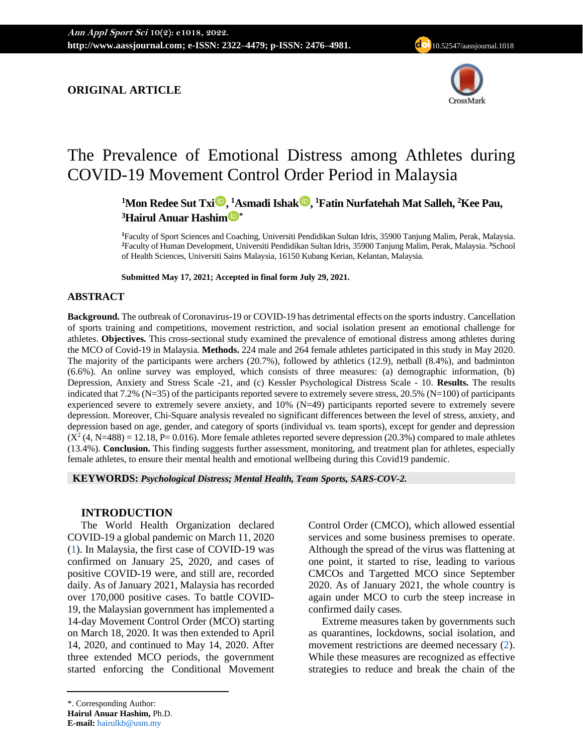## ORIGINAL ARTICLE

# The Prevalence of Emotional Distress among Athletes during COVID-19 Movement Control Order Period in Malaysia

**[1]Mon Redee Sut Txi, [1]Asmadi Ishak, [1]Fatin Nurfatehah Mat Salleh, [2]Kee Pau, [3]Hairul Anuar Hashim***

[1]Faculty of Sport Sciences and Coaching, Universiti Pendidikan Sultan Idris, 35900 Tanjung Malim, Perak, Malaysia. [2]Faculty of Human Development, Universiti Pendidikan Sultan Idris, 35900 Tanjung Malim, Perak, Malaysia. [3]School of Health Sciences, Universiti Sains Malaysia, 16150 Kubang Kerian, Kelantan, Malaysia.

**Submitted May 17, 2021; Accepted in final form July 29, 2021.**

## ABSTRACT

**Background.** The outbreak of Coronavirus-19 or COVID-19 has detrimental effects on the sports industry. Cancellation of sports training and competitions, movement restriction, and social isolation present an emotional challenge for athletes. **Objectives.** This cross-sectional study examined the prevalence of emotional distress among athletes during the MCO of Covid-19 in Malaysia. **Methods.** 224 male and 264 female athletes participated in this study in May 2020. The majority of the participants were archers (20.7%), followed by athletics (12.9), netball (8.4%), and badminton (6.6%). An online survey was employed, which consists of three measures: (a) demographic information, (b) Depression, Anxiety and Stress Scale -21, and (c) Kessler Psychological Distress Scale - 10. **Results.** The results indicated that 7.2% (N=35) of the participants reported severe to extremely severe stress, 20.5% (N=100) of participants experienced severe to extremely severe anxiety, and 10% (N=49) participants reported severe to extremely severe depression. Moreover, Chi-Square analysis revealed no significant differences between the level of stress, anxiety, and depression based on age, gender, and category of sports (individual vs. team sports), except for gender and depression ($X^2$ (4, N=488) = 12.18, P= 0.016). More female athletes reported severe depression (20.3%) compared to male athletes (13.4%). **Conclusion.** This finding suggests further assessment, monitoring, and treatment plan for athletes, especially female athletes, to ensure their mental health and emotional wellbeing during this Covid19 pandemic.

**KEYWORDS:** ***Psychological Distress; Mental Health, Team Sports, SARS-COV-2.***

## INTRODUCTION

The World Health Organization declared COVID-19 a global pandemic on March 11, 2020 (1). In Malaysia, the first case of COVID-19 was confirmed on January 25, 2020, and cases of positive COVID-19 were, and still are, recorded daily. As of January 2021, Malaysia has recorded over 170,000 positive cases. To battle COVID-19, the Malaysian government has implemented a 14-day Movement Control Order (MCO) starting on March 18, 2020. It was then extended to April 14, 2020, and continued to May 14, 2020. After three extended MCO periods, the government started enforcing the Conditional Movement Control Order (CMCO), which allowed essential services and some business premises to operate. Although the spread of the virus was flattening at one point, it started to rise, leading to various CMCOs and Targetted MCO since September 2020. As of January 2021, the whole country is again under MCO to curb the steep increase in confirmed daily cases.

Extreme measures taken by governments such as quarantines, lockdowns, social isolation, and movement restrictions are deemed necessary (2). While these measures are recognized as effective strategies to reduce and break the chain of the

*. Corresponding Author:
**Hairul Anuar Hashim,** Ph.D.
**E-mail:** hairulkb@usm.my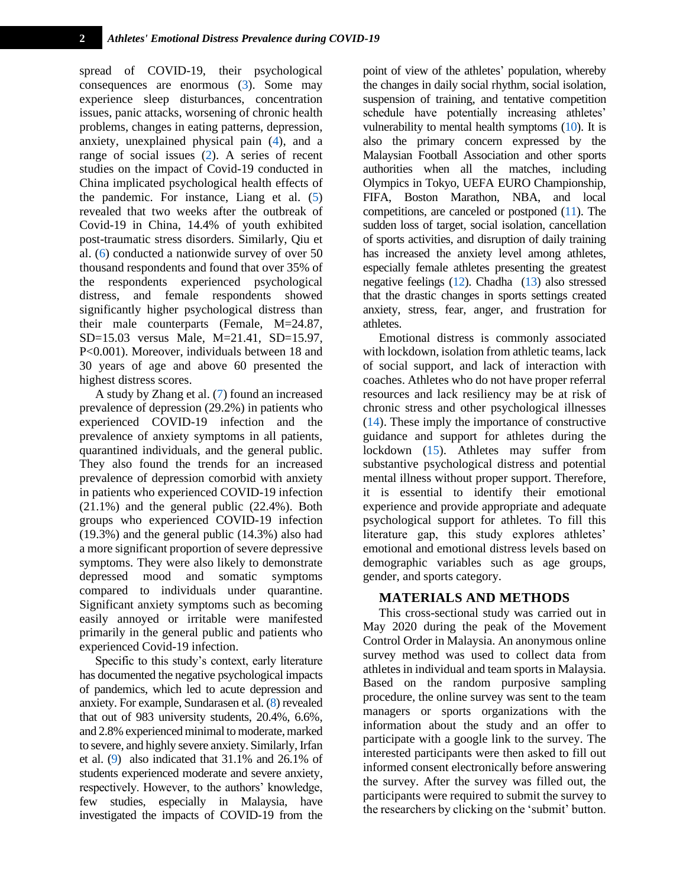spread of COVID-19, their psychological consequences are enormous (3). Some may experience sleep disturbances, concentration issues, panic attacks, worsening of chronic health problems, changes in eating patterns, depression, anxiety, unexplained physical pain (4), and a range of social issues (2). A series of recent studies on the impact of Covid-19 conducted in China implicated psychological health effects of the pandemic. For instance, Liang et al. (5) revealed that two weeks after the outbreak of Covid-19 in China, 14.4% of youth exhibited post-traumatic stress disorders. Similarly, Qiu et al. (6) conducted a nationwide survey of over 50 thousand respondents and found that over 35% of the respondents experienced psychological distress, and female respondents showed significantly higher psychological distress than their male counterparts (Female, M=24.87, SD=15.03 versus Male, M=21.41, SD=15.97, P<0.001). Moreover, individuals between 18 and 30 years of age and above 60 presented the highest distress scores.

A study by Zhang et al. (7) found an increased prevalence of depression (29.2%) in patients who experienced COVID-19 infection and the prevalence of anxiety symptoms in all patients, quarantined individuals, and the general public. They also found the trends for an increased prevalence of depression comorbid with anxiety in patients who experienced COVID-19 infection (21.1%) and the general public (22.4%). Both groups who experienced COVID-19 infection (19.3%) and the general public (14.3%) also had a more significant proportion of severe depressive symptoms. They were also likely to demonstrate depressed mood and somatic symptoms compared to individuals under quarantine. Significant anxiety symptoms such as becoming easily annoyed or irritable were manifested primarily in the general public and patients who experienced Covid-19 infection.

Specific to this study's context, early literature has documented the negative psychological impacts of pandemics, which led to acute depression and anxiety. For example, Sundarasen et al. (8) revealed that out of 983 university students, 20.4%, 6.6%, and 2.8% experienced minimal to moderate, marked to severe, and highly severe anxiety. Similarly, Irfan et al. (9) also indicated that 31.1% and 26.1% of students experienced moderate and severe anxiety, respectively. However, to the authors' knowledge, few studies, especially in Malaysia, have investigated the impacts of COVID-19 from the point of view of the athletes' population, whereby the changes in daily social rhythm, social isolation, suspension of training, and tentative competition schedule have potentially increasing athletes' vulnerability to mental health symptoms (10). It is also the primary concern expressed by the Malaysian Football Association and other sports authorities when all the matches, including Olympics in Tokyo, UEFA EURO Championship, FIFA, Boston Marathon, NBA, and local competitions, are canceled or postponed (11). The sudden loss of target, social isolation, cancellation of sports activities, and disruption of daily training has increased the anxiety level among athletes, especially female athletes presenting the greatest negative feelings (12). Chadha (13) also stressed that the drastic changes in sports settings created anxiety, stress, fear, anger, and frustration for athletes.

Emotional distress is commonly associated with lockdown, isolation from athletic teams, lack of social support, and lack of interaction with coaches. Athletes who do not have proper referral resources and lack resiliency may be at risk of chronic stress and other psychological illnesses (14). These imply the importance of constructive guidance and support for athletes during the lockdown (15). Athletes may suffer from substantive psychological distress and potential mental illness without proper support. Therefore, it is essential to identify their emotional experience and provide appropriate and adequate psychological support for athletes. To fill this literature gap, this study explores athletes' emotional and emotional distress levels based on demographic variables such as age groups, gender, and sports category.

## MATERIALS AND METHODS

This cross-sectional study was carried out in May 2020 during the peak of the Movement Control Order in Malaysia. An anonymous online survey method was used to collect data from athletes in individual and team sports in Malaysia. Based on the random purposive sampling procedure, the online survey was sent to the team managers or sports organizations with the information about the study and an offer to participate with a google link to the survey. The interested participants were then asked to fill out informed consent electronically before answering the survey. After the survey was filled out, the participants were required to submit the survey to the researchers by clicking on the 'submit' button.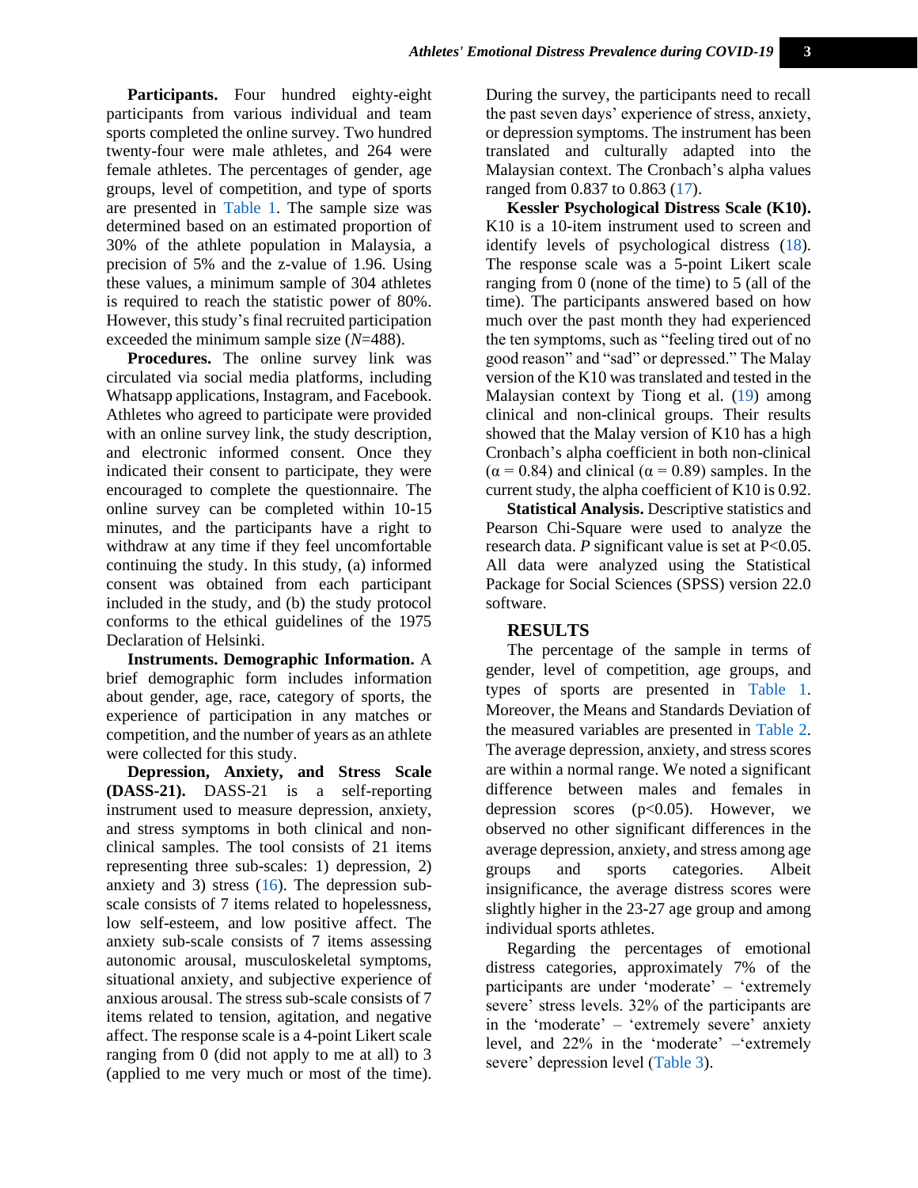**Participants.** Four hundred eighty-eight participants from various individual and team sports completed the online survey. Two hundred twenty-four were male athletes, and 264 were female athletes. The percentages of gender, age groups, level of competition, and type of sports are presented in Table 1. The sample size was determined based on an estimated proportion of 30% of the athlete population in Malaysia, a precision of 5% and the z-value of 1.96. Using these values, a minimum sample of 304 athletes is required to reach the statistic power of 80%. However, this study's final recruited participation exceeded the minimum sample size (*N*=488).

**Procedures.** The online survey link was circulated via social media platforms, including Whatsapp applications, Instagram, and Facebook. Athletes who agreed to participate were provided with an online survey link, the study description, and electronic informed consent. Once they indicated their consent to participate, they were encouraged to complete the questionnaire. The online survey can be completed within 10-15 minutes, and the participants have a right to withdraw at any time if they feel uncomfortable continuing the study. In this study, (a) informed consent was obtained from each participant included in the study, and (b) the study protocol conforms to the ethical guidelines of the 1975 Declaration of Helsinki.

**Instruments. Demographic Information.** A brief demographic form includes information about gender, age, race, category of sports, the experience of participation in any matches or competition, and the number of years as an athlete were collected for this study.

**Depression, Anxiety, and Stress Scale (DASS-21).** DASS-21 is a self-reporting instrument used to measure depression, anxiety, and stress symptoms in both clinical and non-clinical samples. The tool consists of 21 items representing three sub-scales: 1) depression, 2) anxiety and 3) stress (16). The depression sub-scale consists of 7 items related to hopelessness, low self-esteem, and low positive affect. The anxiety sub-scale consists of 7 items assessing autonomic arousal, musculoskeletal symptoms, situational anxiety, and subjective experience of anxious arousal. The stress sub-scale consists of 7 items related to tension, agitation, and negative affect. The response scale is a 4-point Likert scale ranging from 0 (did not apply to me at all) to 3 (applied to me very much or most of the time). During the survey, the participants need to recall the past seven days' experience of stress, anxiety, or depression symptoms. The instrument has been translated and culturally adapted into the Malaysian context. The Cronbach's alpha values ranged from 0.837 to 0.863 (17).

**Kessler Psychological Distress Scale (K10).** K10 is a 10-item instrument used to screen and identify levels of psychological distress (18). The response scale was a 5-point Likert scale ranging from 0 (none of the time) to 5 (all of the time). The participants answered based on how much over the past month they had experienced the ten symptoms, such as "feeling tired out of no good reason" and "sad" or depressed." The Malay version of the K10 was translated and tested in the Malaysian context by Tiong et al. (19) among clinical and non-clinical groups. Their results showed that the Malay version of K10 has a high Cronbach's alpha coefficient in both non-clinical ($\alpha = 0.84$) and clinical ($\alpha = 0.89$) samples. In the current study, the alpha coefficient of K10 is 0.92.

**Statistical Analysis.** Descriptive statistics and Pearson Chi-Square were used to analyze the research data. *P* significant value is set at $P<0.05$. All data were analyzed using the Statistical Package for Social Sciences (SPSS) version 22.0 software.

## RESULTS

The percentage of the sample in terms of gender, level of competition, age groups, and types of sports are presented in Table 1. Moreover, the Means and Standards Deviation of the measured variables are presented in Table 2. The average depression, anxiety, and stress scores are within a normal range. We noted a significant difference between males and females in depression scores ($p<0.05$). However, we observed no other significant differences in the average depression, anxiety, and stress among age groups and sports categories. Albeit insignificance, the average distress scores were slightly higher in the 23-27 age group and among individual sports athletes.

Regarding the percentages of emotional distress categories, approximately 7% of the participants are under 'moderate' – 'extremely severe' stress levels. 32% of the participants are in the 'moderate' – 'extremely severe' anxiety level, and 22% in the 'moderate' –'extremely severe' depression level (Table 3).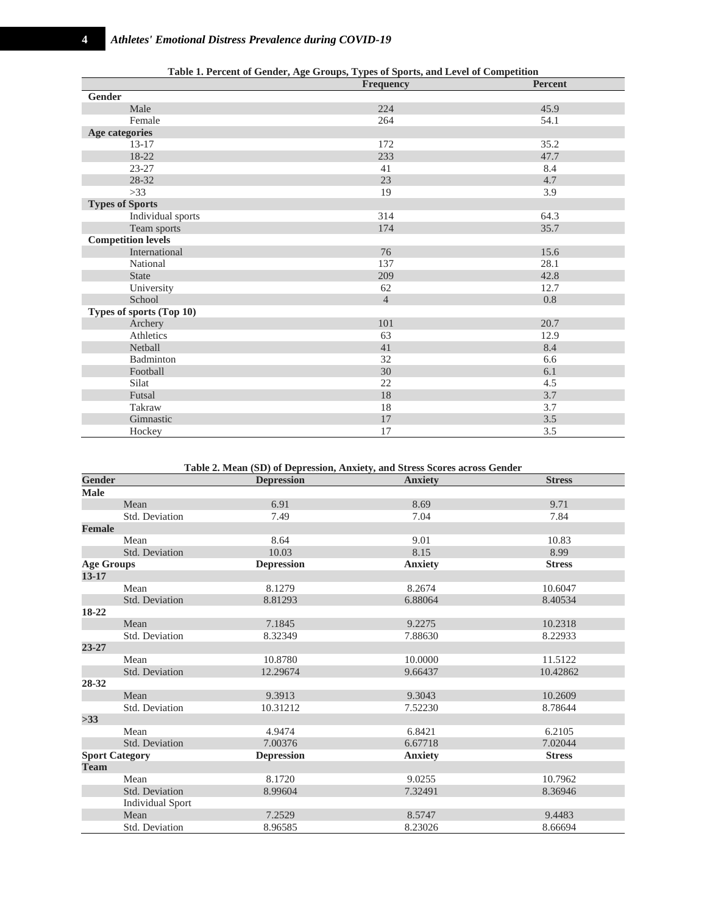**Table 1. Percent of Gender, Age Groups, Types of Sports, and Level of Competition**

| | Frequency | Percent |
|---|---|---|
| **Gender** | | |
| Male | 224 | 45.9 |
| Female | 264 | 54.1 |
| **Age categories** | | |
| 13-17 | 172 | 35.2 |
| 18-22 | 233 | 47.7 |
| 23-27 | 41 | 8.4 |
| 28-32 | 23 | 4.7 |
| >33 | 19 | 3.9 |
| **Types of Sports** | | |
| Individual sports | 314 | 64.3 |
| Team sports | 174 | 35.7 |
| **Competition levels** | | |
| International | 76 | 15.6 |
| National | 137 | 28.1 |
| State | 209 | 42.8 |
| University | 62 | 12.7 |
| School | 4 | 0.8 |
| **Types of sports (Top 10)** | | |
| Archery | 101 | 20.7 |
| Athletics | 63 | 12.9 |
| Netball | 41 | 8.4 |
| Badminton | 32 | 6.6 |
| Football | 30 | 6.1 |
| Silat | 22 | 4.5 |
| Futsal | 18 | 3.7 |
| Takraw | 18 | 3.7 |
| Gimnastic | 17 | 3.5 |
| Hockey | 17 | 3.5 |

**Table 2. Mean (SD) of Depression, Anxiety, and Stress Scores across Gender**

| Gender | Depression | Anxiety | Stress |
|---|---|---|---|
| **Male** | | | |
| Mean | 6.91 | 8.69 | 9.71 |
| Std. Deviation | 7.49 | 7.04 | 7.84 |
| **Female** | | | |
| Mean | 8.64 | 9.01 | 10.83 |
| Std. Deviation | 10.03 | 8.15 | 8.99 |
| **Age Groups** | **Depression** | **Anxiety** | **Stress** |
| **13-17** | | | |
| Mean | 8.1279 | 8.2674 | 10.6047 |
| Std. Deviation | 8.81293 | 6.88064 | 8.40534 |
| **18-22** | | | |
| Mean | 7.1845 | 9.2275 | 10.2318 |
| Std. Deviation | 8.32349 | 7.88630 | 8.22933 |
| **23-27** | | | |
| Mean | 10.8780 | 10.0000 | 11.5122 |
| Std. Deviation | 12.29674 | 9.66437 | 10.42862 |
| **28-32** | | | |
| Mean | 9.3913 | 9.3043 | 10.2609 |
| Std. Deviation | 10.31212 | 7.52230 | 8.78644 |
| **>33** | | | |
| Mean | 4.9474 | 6.8421 | 6.2105 |
| Std. Deviation | 7.00376 | 6.67718 | 7.02044 |
| **Sport Category** | **Depression** | **Anxiety** | **Stress** |
| **Team** | | | |
| Mean | 8.1720 | 9.0255 | 10.7962 |
| Std. Deviation | 8.99604 | 7.32491 | 8.36946 |
| Individual Sport | | | |
| Mean | 7.2529 | 8.5747 | 9.4483 |
| Std. Deviation | 8.96585 | 8.23026 | 8.66694 |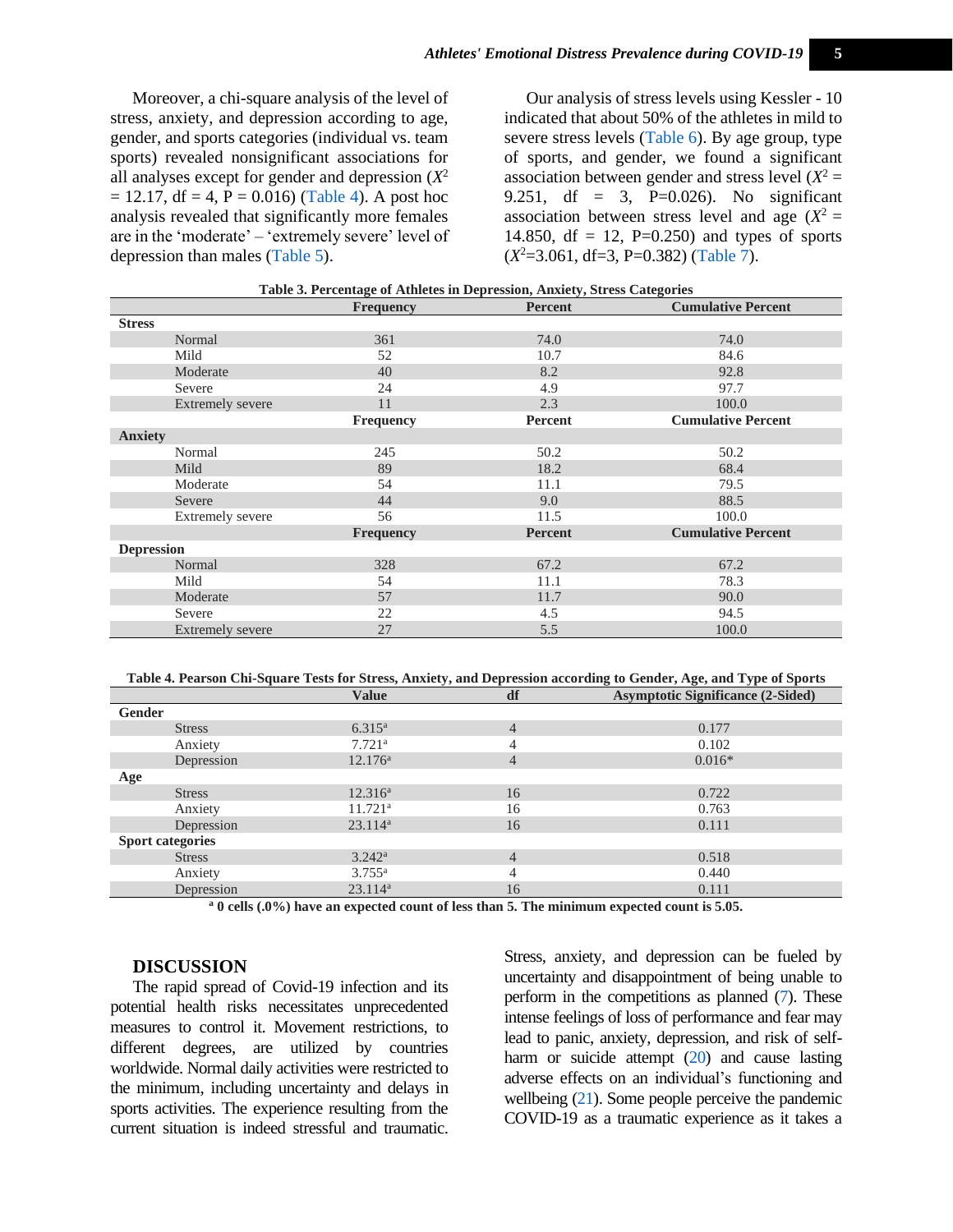Moreover, a chi-square analysis of the level of stress, anxiety, and depression according to age, gender, and sports categories (individual vs. team sports) revealed nonsignificant associations for all analyses except for gender and depression ($X^2$ = 12.17, df = 4, P = 0.016) (Table 4). A post hoc analysis revealed that significantly more females are in the 'moderate' – 'extremely severe' level of depression than males (Table 5).

Our analysis of stress levels using Kessler - 10 indicated that about 50% of the athletes in mild to severe stress levels (Table 6). By age group, type of sports, and gender, we found a significant association between gender and stress level ($X^2$ = 9.251, df = 3, P=0.026). No significant association between stress level and age ($X^2$ = 14.850, df = 12, P=0.250) and types of sports ($X^2$=3.061, df=3, P=0.382) (Table 7).

**Table 3. Percentage of Athletes in Depression, Anxiety, Stress Categories**

| | | Frequency | Percent | Cumulative Percent |
|---|---|---|---|---|
| **Stress** | | | | |
| | Normal | 361 | 74.0 | 74.0 |
| | Mild | 52 | 10.7 | 84.6 |
| | Moderate | 40 | 8.2 | 92.8 |
| | Severe | 24 | 4.9 | 97.7 |
| | Extremely severe | 11 | 2.3 | 100.0 |
| | | **Frequency** | **Percent** | **Cumulative Percent** |
| **Anxiety** | | | | |
| | Normal | 245 | 50.2 | 50.2 |
| | Mild | 89 | 18.2 | 68.4 |
| | Moderate | 54 | 11.1 | 79.5 |
| | Severe | 44 | 9.0 | 88.5 |
| | Extremely severe | 56 | 11.5 | 100.0 |
| | | **Frequency** | **Percent** | **Cumulative Percent** |
| **Depression** | | | | |
| | Normal | 328 | 67.2 | 67.2 |
| | Mild | 54 | 11.1 | 78.3 |
| | Moderate | 57 | 11.7 | 90.0 |
| | Severe | 22 | 4.5 | 94.5 |
| | Extremely severe | 27 | 5.5 | 100.0 |

**Table 4. Pearson Chi-Square Tests for Stress, Anxiety, and Depression according to Gender, Age, and Type of Sports**

| | | Value | df | Asymptotic Significance (2-Sided) |
|---|---|---|---|---|
| **Gender** | | | | |
| | Stress | 6.315[a] | 4 | 0.177 |
| | Anxiety | 7.721[a] | 4 | 0.102 |
| | Depression | 12.176[a] | 4 | 0.016* |
| **Age** | | | | |
| | Stress | 12.316[a] | 16 | 0.722 |
| | Anxiety | 11.721[a] | 16 | 0.763 |
| | Depression | 23.114[a] | 16 | 0.111 |
| **Sport categories** | | | | |
| | Stress | 3.242[a] | 4 | 0.518 |
| | Anxiety | 3.755[a] | 4 | 0.440 |
| | Depression | 23.114[a] | 16 | 0.111 |

**[a] 0 cells (.0%) have an expected count of less than 5. The minimum expected count is 5.05.**

## DISCUSSION

The rapid spread of Covid-19 infection and its potential health risks necessitates unprecedented measures to control it. Movement restrictions, to different degrees, are utilized by countries worldwide. Normal daily activities were restricted to the minimum, including uncertainty and delays in sports activities. The experience resulting from the current situation is indeed stressful and traumatic. Stress, anxiety, and depression can be fueled by uncertainty and disappointment of being unable to perform in the competitions as planned (7). These intense feelings of loss of performance and fear may lead to panic, anxiety, depression, and risk of self-harm or suicide attempt (20) and cause lasting adverse effects on an individual's functioning and wellbeing (21). Some people perceive the pandemic COVID-19 as a traumatic experience as it takes a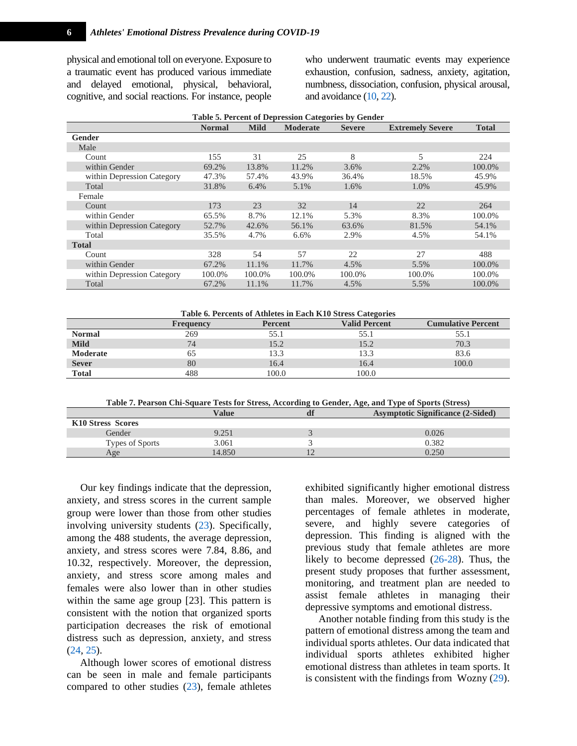physical and emotional toll on everyone. Exposure to a traumatic event has produced various immediate and delayed emotional, physical, behavioral, cognitive, and social reactions. For instance, people who underwent traumatic events may experience exhaustion, confusion, sadness, anxiety, agitation, numbness, dissociation, confusion, physical arousal, and avoidance (10, 22).

**Table 5. Percent of Depression Categories by Gender**

| | Normal | Mild | Moderate | Severe | Extremely Severe | Total |
|---|---|---|---|---|---|---|
| **Gender** | | | | | | |
| Male | | | | | | |
| Count | 155 | 31 | 25 | 8 | 5 | 224 |
| within Gender | 69.2% | 13.8% | 11.2% | 3.6% | 2.2% | 100.0% |
| within Depression Category | 47.3% | 57.4% | 43.9% | 36.4% | 18.5% | 45.9% |
| Total | 31.8% | 6.4% | 5.1% | 1.6% | 1.0% | 45.9% |
| Female | | | | | | |
| Count | 173 | 23 | 32 | 14 | 22 | 264 |
| within Gender | 65.5% | 8.7% | 12.1% | 5.3% | 8.3% | 100.0% |
| within Depression Category | 52.7% | 42.6% | 56.1% | 63.6% | 81.5% | 54.1% |
| Total | 35.5% | 4.7% | 6.6% | 2.9% | 4.5% | 54.1% |
| **Total** | | | | | | |
| Count | 328 | 54 | 57 | 22 | 27 | 488 |
| within Gender | 67.2% | 11.1% | 11.7% | 4.5% | 5.5% | 100.0% |
| within Depression Category | 100.0% | 100.0% | 100.0% | 100.0% | 100.0% | 100.0% |
| Total | 67.2% | 11.1% | 11.7% | 4.5% | 5.5% | 100.0% |

**Table 6. Percents of Athletes in Each K10 Stress Categories**

| | Frequency | Percent | Valid Percent | Cumulative Percent |
|---|---|---|---|---|
| **Normal** | 269 | 55.1 | 55.1 | 55.1 |
| **Mild** | 74 | 15.2 | 15.2 | 70.3 |
| **Moderate** | 65 | 13.3 | 13.3 | 83.6 |
| **Sever** | 80 | 16.4 | 16.4 | 100.0 |
| **Total** | 488 | 100.0 | 100.0 | |

**Table 7. Pearson Chi-Square Tests for Stress, According to Gender, Age, and Type of Sports (Stress)**

| | Value | df | Asymptotic Significance (2-Sided) |
|---|---|---|---|
| **K10 Stress Scores** | | | |
| Gender | 9.251 | 3 | 0.026 |
| Types of Sports | 3.061 | 3 | 0.382 |
| Age | 14.850 | 12 | 0.250 |

Our key findings indicate that the depression, anxiety, and stress scores in the current sample group were lower than those from other studies involving university students (23). Specifically, among the 488 students, the average depression, anxiety, and stress scores were 7.84, 8.86, and 10.32, respectively. Moreover, the depression, anxiety, and stress score among males and females were also lower than in other studies within the same age group [23]. This pattern is consistent with the notion that organized sports participation decreases the risk of emotional distress such as depression, anxiety, and stress (24, 25).

Although lower scores of emotional distress can be seen in male and female participants compared to other studies (23), female athletes exhibited significantly higher emotional distress than males. Moreover, we observed higher percentages of female athletes in moderate, severe, and highly severe categories of depression. This finding is aligned with the previous study that female athletes are more likely to become depressed (26-28). Thus, the present study proposes that further assessment, monitoring, and treatment plan are needed to assist female athletes in managing their depressive symptoms and emotional distress.

Another notable finding from this study is the pattern of emotional distress among the team and individual sports athletes. Our data indicated that individual sports athletes exhibited higher emotional distress than athletes in team sports. It is consistent with the findings from Wozny (29).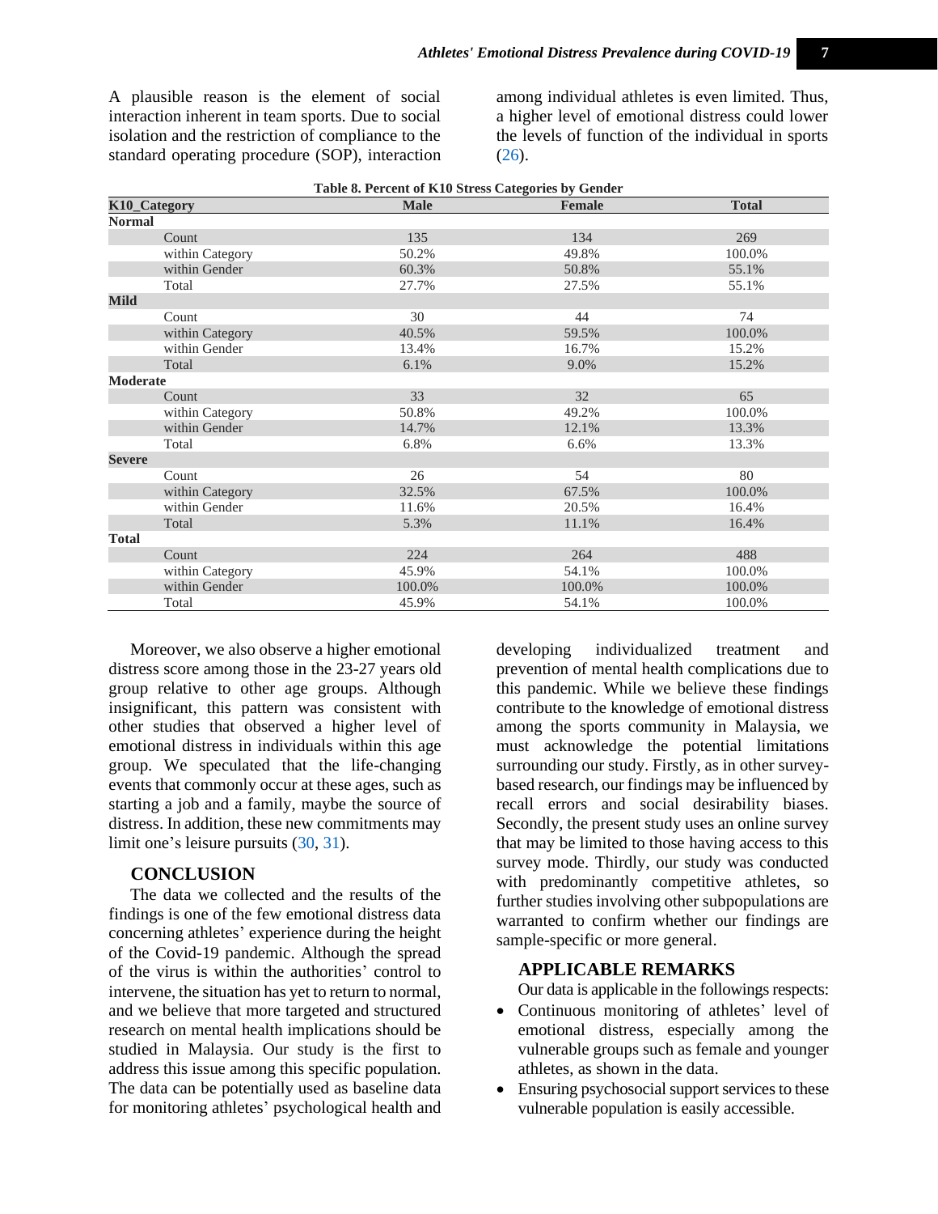A plausible reason is the element of social interaction inherent in team sports. Due to social isolation and the restriction of compliance to the standard operating procedure (SOP), interaction among individual athletes is even limited. Thus, a higher level of emotional distress could lower the levels of function of the individual in sports (26).

**Table 8. Percent of K10 Stress Categories by Gender**

| K10_Category | | Male | Female | Total |
|---|---|---|---|---|
| **Normal** | | | | |
| | Count | 135 | 134 | 269 |
| | within Category | 50.2% | 49.8% | 100.0% |
| | within Gender | 60.3% | 50.8% | 55.1% |
| | Total | 27.7% | 27.5% | 55.1% |
| **Mild** | | | | |
| | Count | 30 | 44 | 74 |
| | within Category | 40.5% | 59.5% | 100.0% |
| | within Gender | 13.4% | 16.7% | 15.2% |
| | Total | 6.1% | 9.0% | 15.2% |
| **Moderate** | | | | |
| | Count | 33 | 32 | 65 |
| | within Category | 50.8% | 49.2% | 100.0% |
| | within Gender | 14.7% | 12.1% | 13.3% |
| | Total | 6.8% | 6.6% | 13.3% |
| **Severe** | | | | |
| | Count | 26 | 54 | 80 |
| | within Category | 32.5% | 67.5% | 100.0% |
| | within Gender | 11.6% | 20.5% | 16.4% |
| | Total | 5.3% | 11.1% | 16.4% |
| **Total** | | | | |
| | Count | 224 | 264 | 488 |
| | within Category | 45.9% | 54.1% | 100.0% |
| | within Gender | 100.0% | 100.0% | 100.0% |
| | Total | 45.9% | 54.1% | 100.0% |

Moreover, we also observe a higher emotional distress score among those in the 23-27 years old group relative to other age groups. Although insignificant, this pattern was consistent with other studies that observed a higher level of emotional distress in individuals within this age group. We speculated that the life-changing events that commonly occur at these ages, such as starting a job and a family, maybe the source of distress. In addition, these new commitments may limit one's leisure pursuits (30, 31).

## CONCLUSION

The data we collected and the results of the findings is one of the few emotional distress data concerning athletes' experience during the height of the Covid-19 pandemic. Although the spread of the virus is within the authorities' control to intervene, the situation has yet to return to normal, and we believe that more targeted and structured research on mental health implications should be studied in Malaysia. Our study is the first to address this issue among this specific population. The data can be potentially used as baseline data for monitoring athletes' psychological health and developing individualized treatment and prevention of mental health complications due to this pandemic. While we believe these findings contribute to the knowledge of emotional distress among the sports community in Malaysia, we must acknowledge the potential limitations surrounding our study. Firstly, as in other survey-based research, our findings may be influenced by recall errors and social desirability biases. Secondly, the present study uses an online survey that may be limited to those having access to this survey mode. Thirdly, our study was conducted with predominantly competitive athletes, so further studies involving other subpopulations are warranted to confirm whether our findings are sample-specific or more general.

## APPLICABLE REMARKS

Our data is applicable in the followings respects:

- Continuous monitoring of athletes' level of emotional distress, especially among the vulnerable groups such as female and younger athletes, as shown in the data.
- Ensuring psychosocial support services to these vulnerable population is easily accessible.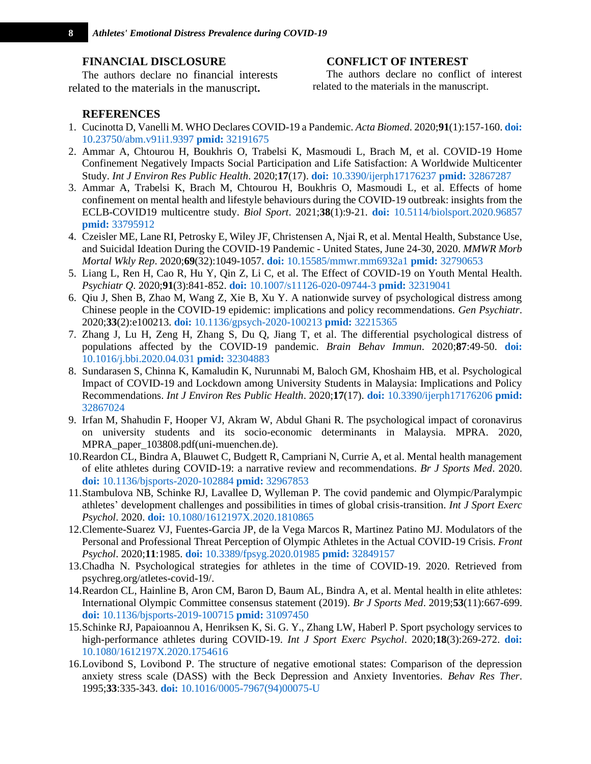## FINANCIAL DISCLOSURE

The authors declare no financial interests related to the materials in the manuscript**.**

## CONFLICT OF INTEREST

The authors declare no conflict of interest related to the materials in the manuscript.

## REFERENCES

1. Cucinotta D, Vanelli M. WHO Declares COVID-19 a Pandemic. *Acta Biomed*. 2020;**91**(1):157-160. **doi:** 10.23750/abm.v91i1.9397 **pmid:** 32191675
2. Ammar A, Chtourou H, Boukhris O, Trabelsi K, Masmoudi L, Brach M, et al. COVID-19 Home Confinement Negatively Impacts Social Participation and Life Satisfaction: A Worldwide Multicenter Study. *Int J Environ Res Public Health*. 2020;**17**(17). **doi:** 10.3390/ijerph17176237 **pmid:** 32867287
3. Ammar A, Trabelsi K, Brach M, Chtourou H, Boukhris O, Masmoudi L, et al. Effects of home confinement on mental health and lifestyle behaviours during the COVID-19 outbreak: insights from the ECLB-COVID19 multicentre study. *Biol Sport*. 2021;**38**(1):9-21. **doi:** 10.5114/biolsport.2020.96857 **pmid:** 33795912
4. Czeisler ME, Lane RI, Petrosky E, Wiley JF, Christensen A, Njai R, et al. Mental Health, Substance Use, and Suicidal Ideation During the COVID-19 Pandemic - United States, June 24-30, 2020. *MMWR Morb Mortal Wkly Rep*. 2020;**69**(32):1049-1057. **doi:** 10.15585/mmwr.mm6932a1 **pmid:** 32790653
5. Liang L, Ren H, Cao R, Hu Y, Qin Z, Li C, et al. The Effect of COVID-19 on Youth Mental Health. *Psychiatr Q*. 2020;**91**(3):841-852. **doi:** 10.1007/s11126-020-09744-3 **pmid:** 32319041
6. Qiu J, Shen B, Zhao M, Wang Z, Xie B, Xu Y. A nationwide survey of psychological distress among Chinese people in the COVID-19 epidemic: implications and policy recommendations. *Gen Psychiatr*. 2020;**33**(2):e100213. **doi:** 10.1136/gpsych-2020-100213 **pmid:** 32215365
7. Zhang J, Lu H, Zeng H, Zhang S, Du Q, Jiang T, et al. The differential psychological distress of populations affected by the COVID-19 pandemic. *Brain Behav Immun*. 2020;**87**:49-50. **doi:** 10.1016/j.bbi.2020.04.031 **pmid:** 32304883
8. Sundarasen S, Chinna K, Kamaludin K, Nurunnabi M, Baloch GM, Khoshaim HB, et al. Psychological Impact of COVID-19 and Lockdown among University Students in Malaysia: Implications and Policy Recommendations. *Int J Environ Res Public Health*. 2020;**17**(17). **doi:** 10.3390/ijerph17176206 **pmid:** 32867024
9. Irfan M, Shahudin F, Hooper VJ, Akram W, Abdul Ghani R. The psychological impact of coronavirus on university students and its socio-economic determinants in Malaysia. MPRA. 2020, MPRA_paper_103808.pdf(uni-muenchen.de).
10. Reardon CL, Bindra A, Blauwet C, Budgett R, Campriani N, Currie A, et al. Mental health management of elite athletes during COVID-19: a narrative review and recommendations. *Br J Sports Med*. 2020. **doi:** 10.1136/bjsports-2020-102884 **pmid:** 32967853
11. Stambulova NB, Schinke RJ, Lavallee D, Wylleman P. The covid pandemic and Olympic/Paralympic athletes' development challenges and possibilities in times of global crisis-transition. *Int J Sport Exerc Psychol*. 2020. **doi:** 10.1080/1612197X.2020.1810865
12. Clemente-Suarez VJ, Fuentes-Garcia JP, de la Vega Marcos R, Martinez Patino MJ. Modulators of the Personal and Professional Threat Perception of Olympic Athletes in the Actual COVID-19 Crisis. *Front Psychol*. 2020;**11**:1985. **doi:** 10.3389/fpsyg.2020.01985 **pmid:** 32849157
13. Chadha N. Psychological strategies for athletes in the time of COVID-19. 2020. Retrieved from psychreg.org/atletes-covid-19/.
14. Reardon CL, Hainline B, Aron CM, Baron D, Baum AL, Bindra A, et al. Mental health in elite athletes: International Olympic Committee consensus statement (2019). *Br J Sports Med*. 2019;**53**(11):667-699. **doi:** 10.1136/bjsports-2019-100715 **pmid:** 31097450
15. Schinke RJ, Papaioannou A, Henriksen K, Si. G. Y., Zhang LW, Haberl P. Sport psychology services to high-performance athletes during COVID-19. *Int J Sport Exerc Psychol*. 2020;**18**(3):269-272. **doi:** 10.1080/1612197X.2020.1754616
16. Lovibond S, Lovibond P. The structure of negative emotional states: Comparison of the depression anxiety stress scale (DASS) with the Beck Depression and Anxiety Inventories. *Behav Res Ther*. 1995;**33**:335-343. **doi:** 10.1016/0005-7967(94)00075-U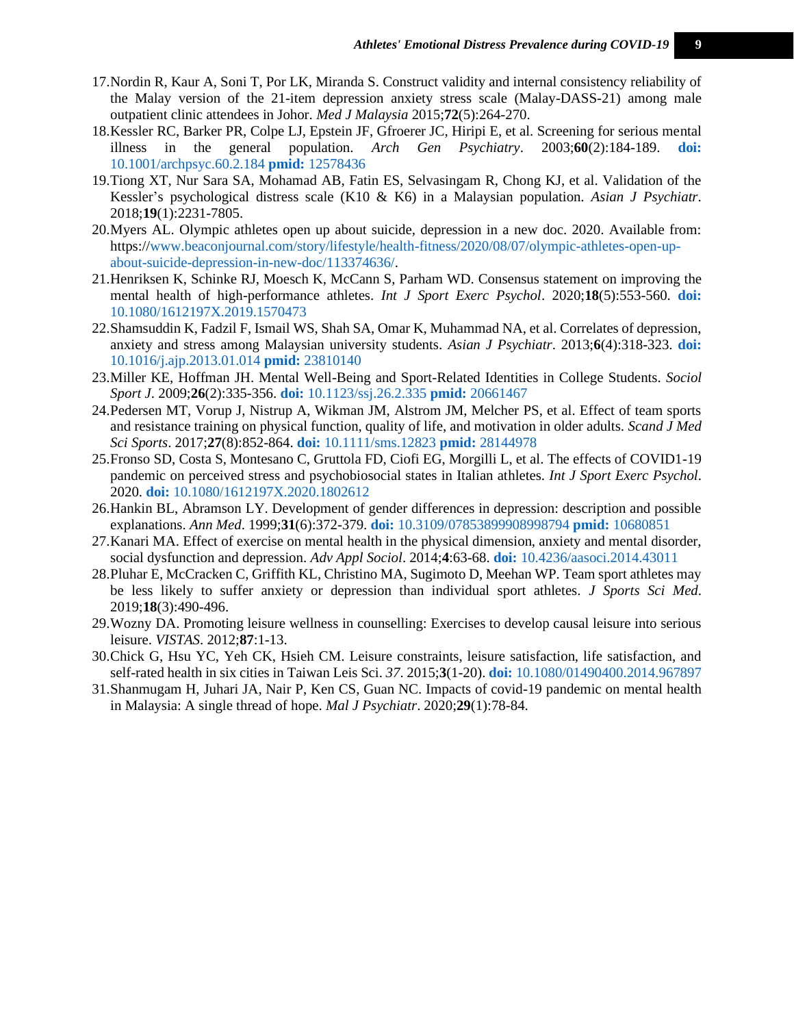17. Nordin R, Kaur A, Soni T, Por LK, Miranda S. Construct validity and internal consistency reliability of the Malay version of the 21-item depression anxiety stress scale (Malay-DASS-21) among male outpatient clinic attendees in Johor. *Med J Malaysia* 2015;**72**(5):264-270.
18. Kessler RC, Barker PR, Colpe LJ, Epstein JF, Gfroerer JC, Hiripi E, et al. Screening for serious mental illness in the general population. *Arch Gen Psychiatry*. 2003;**60**(2):184-189. **doi:** 10.1001/archpsyc.60.2.184 **pmid:** 12578436
19. Tiong XT, Nur Sara SA, Mohamad AB, Fatin ES, Selvasingam R, Chong KJ, et al. Validation of the Kessler's psychological distress scale (K10 & K6) in a Malaysian population. *Asian J Psychiatr*. 2018;**19**(1):2231-7805.
20. Myers AL. Olympic athletes open up about suicide, depression in a new doc. 2020. Available from: https://www.beaconjournal.com/story/lifestyle/health-fitness/2020/08/07/olympic-athletes-open-up-about-suicide-depression-in-new-doc/113374636/.
21. Henriksen K, Schinke RJ, Moesch K, McCann S, Parham WD. Consensus statement on improving the mental health of high-performance athletes. *Int J Sport Exerc Psychol*. 2020;**18**(5):553-560. **doi:** 10.1080/1612197X.2019.1570473
22. Shamsuddin K, Fadzil F, Ismail WS, Shah SA, Omar K, Muhammad NA, et al. Correlates of depression, anxiety and stress among Malaysian university students. *Asian J Psychiatr*. 2013;**6**(4):318-323. **doi:** 10.1016/j.ajp.2013.01.014 **pmid:** 23810140
23. Miller KE, Hoffman JH. Mental Well-Being and Sport-Related Identities in College Students. *Sociol Sport J*. 2009;**26**(2):335-356. **doi:** 10.1123/ssj.26.2.335 **pmid:** 20661467
24. Pedersen MT, Vorup J, Nistrup A, Wikman JM, Alstrom JM, Melcher PS, et al. Effect of team sports and resistance training on physical function, quality of life, and motivation in older adults. *Scand J Med Sci Sports*. 2017;**27**(8):852-864. **doi:** 10.1111/sms.12823 **pmid:** 28144978
25. Fronso SD, Costa S, Montesano C, Gruttola FD, Ciofi EG, Morgilli L, et al. The effects of COVID1-19 pandemic on perceived stress and psychobiosocial states in Italian athletes. *Int J Sport Exerc Psychol*. 2020. **doi:** 10.1080/1612197X.2020.1802612
26. Hankin BL, Abramson LY. Development of gender differences in depression: description and possible explanations. *Ann Med*. 1999;**31**(6):372-379. **doi:** 10.3109/07853899908998794 **pmid:** 10680851
27. Kanari MA. Effect of exercise on mental health in the physical dimension, anxiety and mental disorder, social dysfunction and depression. *Adv Appl Sociol*. 2014;**4**:63-68. **doi:** 10.4236/aasoci.2014.43011
28. Pluhar E, McCracken C, Griffith KL, Christino MA, Sugimoto D, Meehan WP. Team sport athletes may be less likely to suffer anxiety or depression than individual sport athletes. *J Sports Sci Med*. 2019;**18**(3):490-496.
29. Wozny DA. Promoting leisure wellness in counselling: Exercises to develop causal leisure into serious leisure. *VISTAS*. 2012;**87**:1-13.
30. Chick G, Hsu YC, Yeh CK, Hsieh CM. Leisure constraints, leisure satisfaction, life satisfaction, and self-rated health in six cities in Taiwan Leis Sci. *37*. 2015;**3**(1-20). **doi:** 10.1080/01490400.2014.967897
31. Shanmugam H, Juhari JA, Nair P, Ken CS, Guan NC. Impacts of covid-19 pandemic on mental health in Malaysia: A single thread of hope. *Mal J Psychiatr*. 2020;**29**(1):78-84.